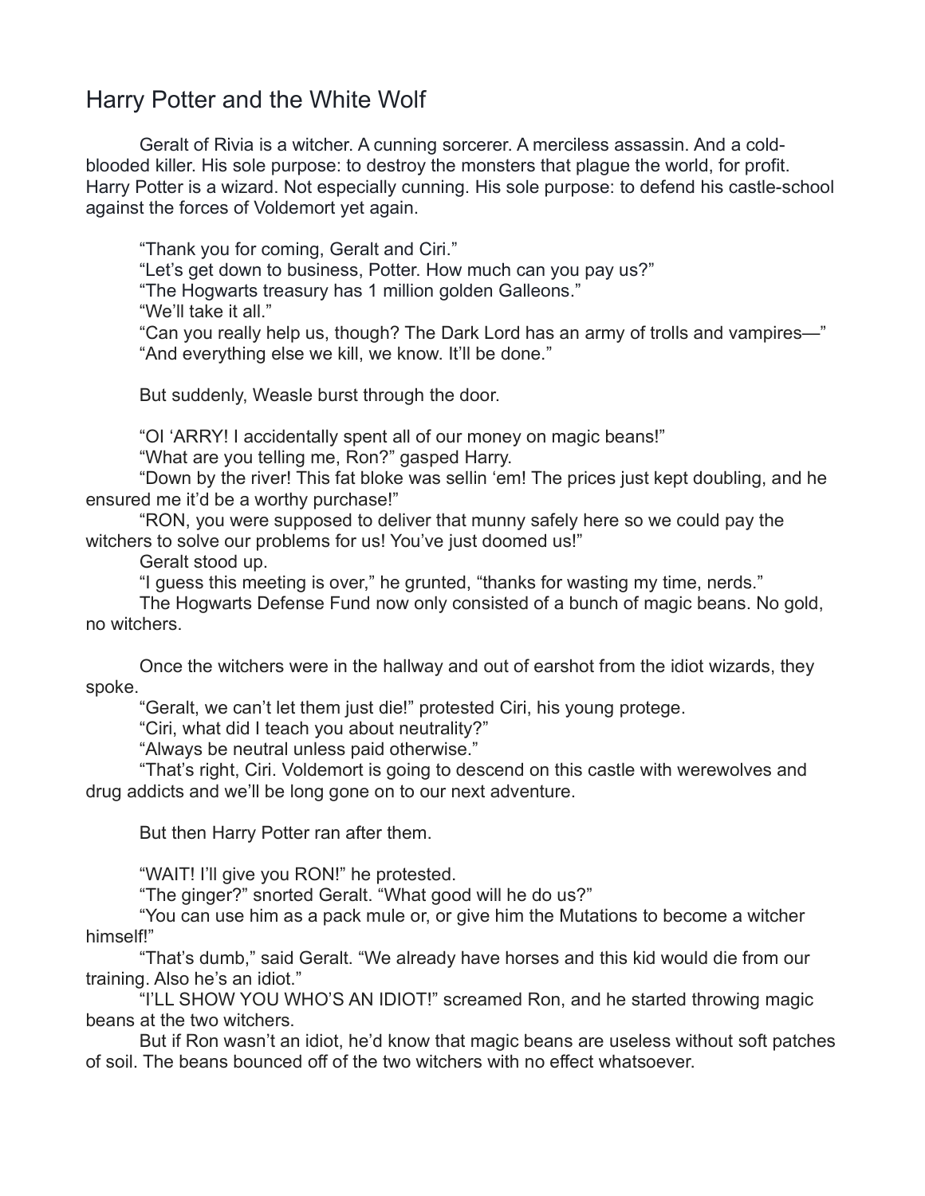# Harry Potter and the White Wolf

Geralt of Rivia is a witcher. A cunning sorcerer. A merciless assassin. And a cold-blooded killer. His sole purpose: to destroy the monsters that plague the world, for profit. Harry Potter is a wizard. Not especially cunning. His sole purpose: to defend his castle-school against the forces of Voldemort yet again.

"Thank you for coming, Geralt and Ciri."

"Let's get down to business, Potter. How much can you pay us?"

"The Hogwarts treasury has 1 million golden Galleons."

"We'll take it all."

"Can you really help us, though? The Dark Lord has an army of trolls and vampires—"

"And everything else we kill, we know. It'll be done."

But suddenly, Weasle burst through the door.

"OI 'ARRY! I accidentally spent all of our money on magic beans!"

"What are you telling me, Ron?" gasped Harry.

"Down by the river! This fat bloke was sellin 'em! The prices just kept doubling, and he ensured me it'd be a worthy purchase!"

"RON, you were supposed to deliver that munny safely here so we could pay the witchers to solve our problems for us! You've just doomed us!"

Geralt stood up.

"I guess this meeting is over," he grunted, "thanks for wasting my time, nerds."

The Hogwarts Defense Fund now only consisted of a bunch of magic beans. No gold, no witchers.

Once the witchers were in the hallway and out of earshot from the idiot wizards, they spoke.

"Geralt, we can't let them just die!" protested Ciri, his young protege.

"Ciri, what did I teach you about neutrality?"

"Always be neutral unless paid otherwise."

"That's right, Ciri. Voldemort is going to descend on this castle with werewolves and drug addicts and we'll be long gone on to our next adventure.

But then Harry Potter ran after them.

"WAIT! I'll give you RON!" he protested.

"The ginger?" snorted Geralt. "What good will he do us?"

"You can use him as a pack mule or, or give him the Mutations to become a witcher himself!"

"That's dumb," said Geralt. "We already have horses and this kid would die from our training. Also he's an idiot."

"I'LL SHOW YOU WHO'S AN IDIOT!" screamed Ron, and he started throwing magic beans at the two witchers.

But if Ron wasn't an idiot, he'd know that magic beans are useless without soft patches of soil. The beans bounced off of the two witchers with no effect whatsoever.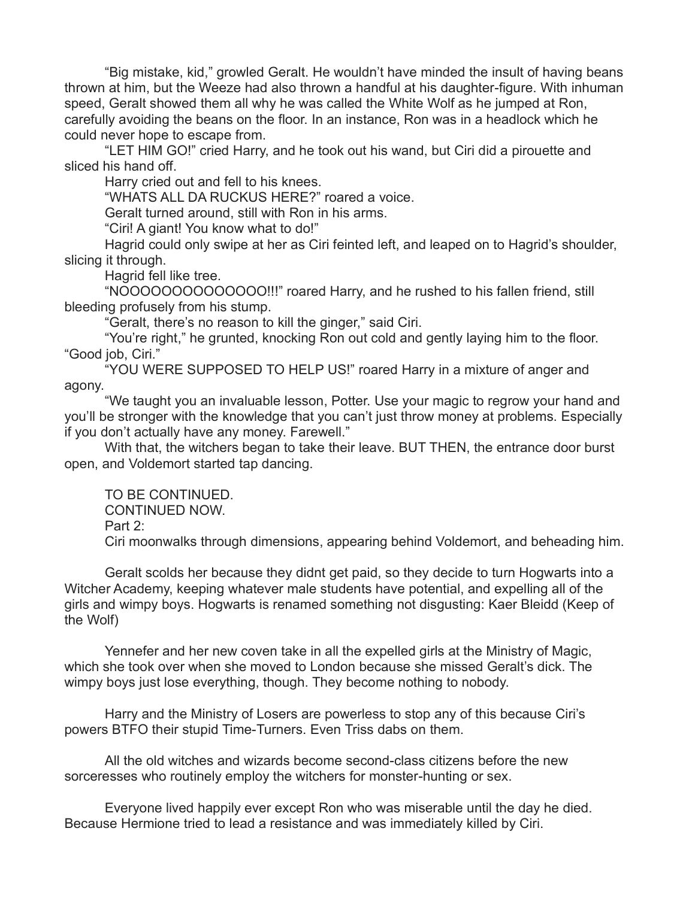"Big mistake, kid," growled Geralt. He wouldn't have minded the insult of having beans thrown at him, but the Weeze had also thrown a handful at his daughter-figure. With inhuman speed, Geralt showed them all why he was called the White Wolf as he jumped at Ron, carefully avoiding the beans on the floor. In an instance, Ron was in a headlock which he could never hope to escape from.

"LET HIM GO!" cried Harry, and he took out his wand, but Ciri did a pirouette and sliced his hand off.

Harry cried out and fell to his knees.

"WHATS ALL DA RUCKUS HERE?" roared a voice.

Geralt turned around, still with Ron in his arms.

"Ciri! A giant! You know what to do!"

Hagrid could only swipe at her as Ciri feinted left, and leaped on to Hagrid's shoulder, slicing it through.

Hagrid fell like tree.

"NOOOOOOOOOOOOOO!!!" roared Harry, and he rushed to his fallen friend, still bleeding profusely from his stump.

"Geralt, there's no reason to kill the ginger," said Ciri.

"You're right," he grunted, knocking Ron out cold and gently laying him to the floor. "Good job, Ciri."

"YOU WERE SUPPOSED TO HELP US!" roared Harry in a mixture of anger and agony.

"We taught you an invaluable lesson, Potter. Use your magic to regrow your hand and you'll be stronger with the knowledge that you can't just throw money at problems. Especially if you don't actually have any money. Farewell."

With that, the witchers began to take their leave. BUT THEN, the entrance door burst open, and Voldemort started tap dancing.

TO BE CONTINUED.

CONTINUED NOW.

Part 2:

Ciri moonwalks through dimensions, appearing behind Voldemort, and beheading him.

Geralt scolds her because they didnt get paid, so they decide to turn Hogwarts into a Witcher Academy, keeping whatever male students have potential, and expelling all of the girls and wimpy boys. Hogwarts is renamed something not disgusting: Kaer Bleidd (Keep of the Wolf)

Yennefer and her new coven take in all the expelled girls at the Ministry of Magic, which she took over when she moved to London because she missed Geralt's dick. The wimpy boys just lose everything, though. They become nothing to nobody.

Harry and the Ministry of Losers are powerless to stop any of this because Ciri's powers BTFO their stupid Time-Turners. Even Triss dabs on them.

All the old witches and wizards become second-class citizens before the new sorceresses who routinely employ the witchers for monster-hunting or sex.

Everyone lived happily ever except Ron who was miserable until the day he died. Because Hermione tried to lead a resistance and was immediately killed by Ciri.